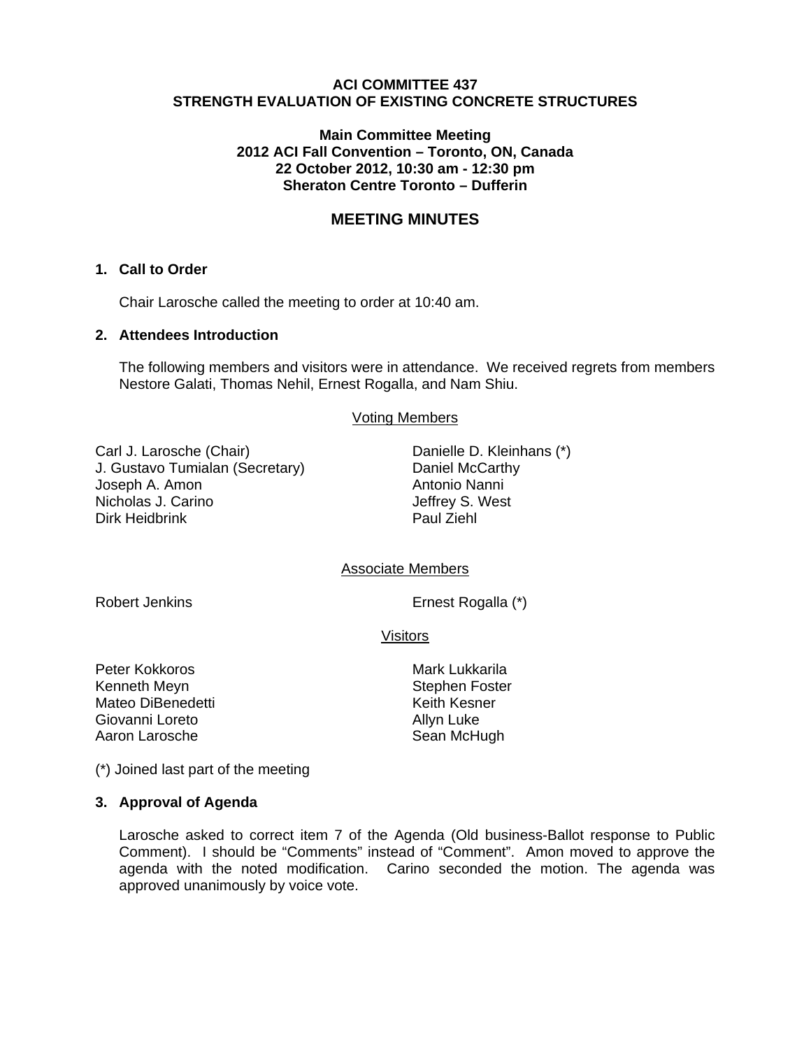# ACI COMMITTEE 437
# STRENGTH EVALUATION OF EXISTING CONCRETE STRUCTURES

**Main Committee Meeting**
**2012 ACI Fall Convention – Toronto, ON, Canada**
**22 October 2012, 10:30 am - 12:30 pm**
**Sheraton Centre Toronto – Dufferin**

## MEETING MINUTES

### 1. Call to Order

Chair Larosche called the meeting to order at 10:40 am.

### 2. Attendees Introduction

The following members and visitors were in attendance. We received regrets from members Nestore Galati, Thomas Nehil, Ernest Rogalla, and Nam Shiu.

Voting Members

Carl J. Larosche (Chair)
J. Gustavo Tumialan (Secretary)
Joseph A. Amon
Nicholas J. Carino
Dirk Heidbrink
Danielle D. Kleinhans (*)
Daniel McCarthy
Antonio Nanni
Jeffrey S. West
Paul Ziehl

Associate Members

Robert Jenkins
Ernest Rogalla (*)

Visitors

Peter Kokkoros
Kenneth Meyn
Mateo DiBenedetti
Giovanni Loreto
Aaron Larosche
Mark Lukkarila
Stephen Foster
Keith Kesner
Allyn Luke
Sean McHugh

(*) Joined last part of the meeting

### 3. Approval of Agenda

Larosche asked to correct item 7 of the Agenda (Old business-Ballot response to Public Comment). I should be "Comments" instead of "Comment". Amon moved to approve the agenda with the noted modification. Carino seconded the motion. The agenda was approved unanimously by voice vote.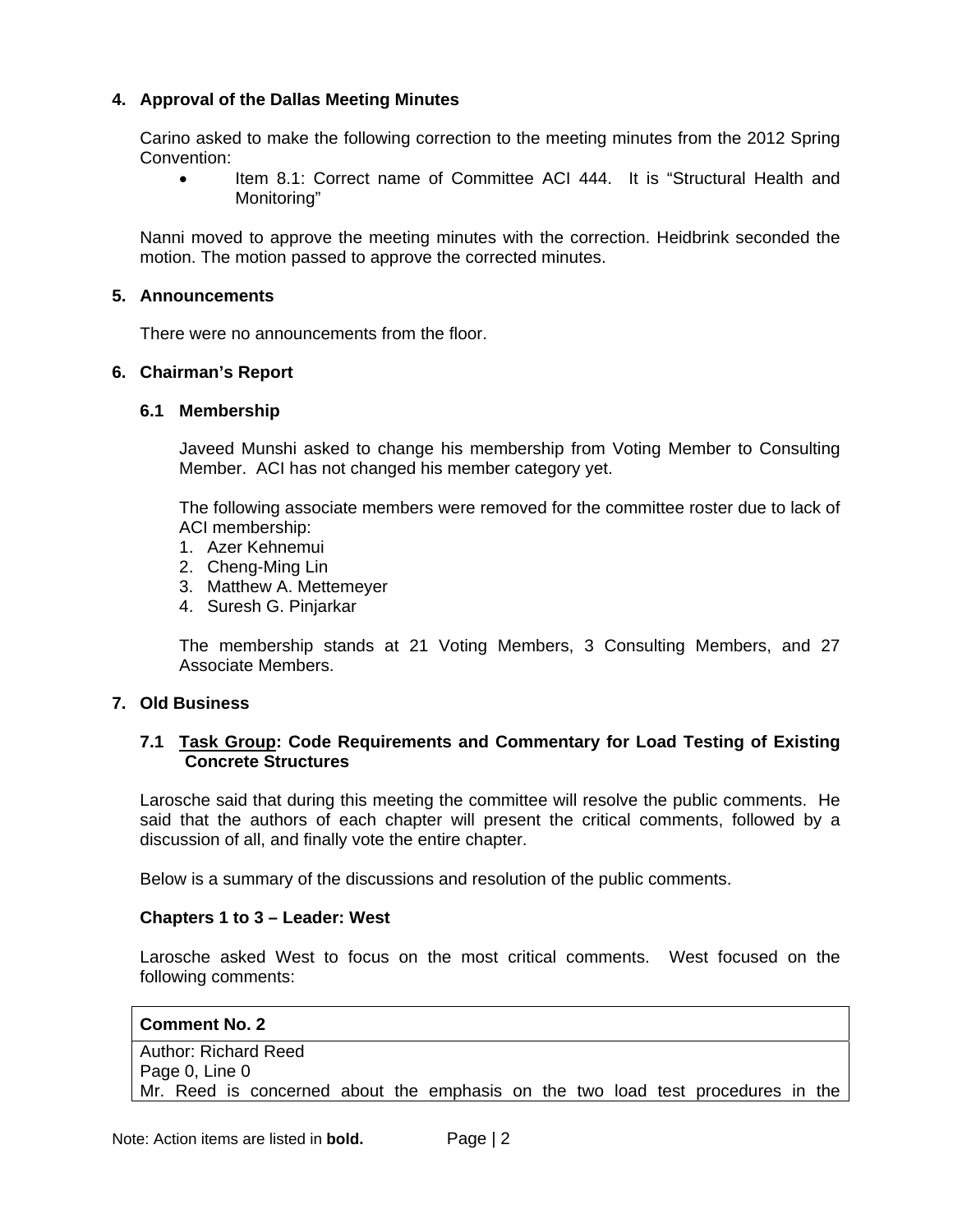## 4. Approval of the Dallas Meeting Minutes

Carino asked to make the following correction to the meeting minutes from the 2012 Spring Convention:

- Item 8.1: Correct name of Committee ACI 444. It is "Structural Health and Monitoring"

Nanni moved to approve the meeting minutes with the correction. Heidbrink seconded the motion. The motion passed to approve the corrected minutes.

## 5. Announcements

There were no announcements from the floor.

## 6. Chairman's Report

### 6.1 Membership

Javeed Munshi asked to change his membership from Voting Member to Consulting Member. ACI has not changed his member category yet.

The following associate members were removed for the committee roster due to lack of ACI membership:

1. Azer Kehnemui
2. Cheng-Ming Lin
3. Matthew A. Mettemeyer
4. Suresh G. Pinjarkar

The membership stands at 21 Voting Members, 3 Consulting Members, and 27 Associate Members.

## 7. Old Business

### 7.1 Task Group: Code Requirements and Commentary for Load Testing of Existing Concrete Structures

Larosche said that during this meeting the committee will resolve the public comments. He said that the authors of each chapter will present the critical comments, followed by a discussion of all, and finally vote the entire chapter.

Below is a summary of the discussions and resolution of the public comments.

**Chapters 1 to 3 – Leader: West**

Larosche asked West to focus on the most critical comments. West focused on the following comments:

| **Comment No. 2** |
|---|
| Author: Richard Reed<br>Page 0, Line 0<br>Mr. Reed is concerned about the emphasis on the two load test procedures in the |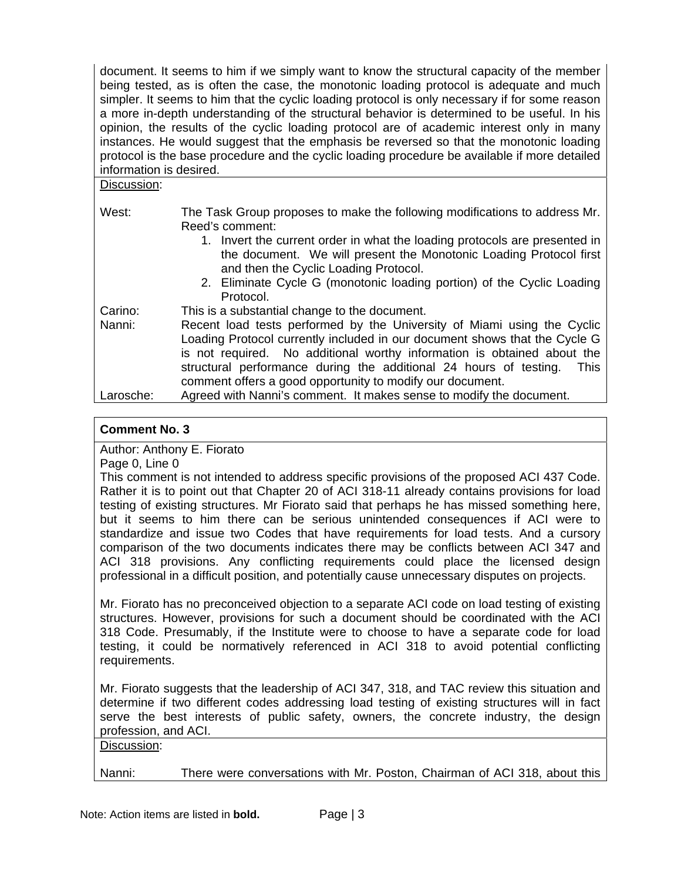document. It seems to him if we simply want to know the structural capacity of the member being tested, as is often the case, the monotonic loading protocol is adequate and much simpler. It seems to him that the cyclic loading protocol is only necessary if for some reason a more in-depth understanding of the structural behavior is determined to be useful. In his opinion, the results of the cyclic loading protocol are of academic interest only in many instances. He would suggest that the emphasis be reversed so that the monotonic loading protocol is the base procedure and the cyclic loading procedure be available if more detailed information is desired.

Discussion:

West: The Task Group proposes to make the following modifications to address Mr. Reed's comment:

1. Invert the current order in what the loading protocols are presented in the document. We will present the Monotonic Loading Protocol first and then the Cyclic Loading Protocol.
2. Eliminate Cycle G (monotonic loading portion) of the Cyclic Loading Protocol.

Carino: This is a substantial change to the document.

Nanni: Recent load tests performed by the University of Miami using the Cyclic Loading Protocol currently included in our document shows that the Cycle G is not required. No additional worthy information is obtained about the structural performance during the additional 24 hours of testing. This comment offers a good opportunity to modify our document.

Larosche: Agreed with Nanni's comment. It makes sense to modify the document.

**Comment No. 3**

Author: Anthony E. Fiorato
Page 0, Line 0

This comment is not intended to address specific provisions of the proposed ACI 437 Code. Rather it is to point out that Chapter 20 of ACI 318-11 already contains provisions for load testing of existing structures. Mr Fiorato said that perhaps he has missed something here, but it seems to him there can be serious unintended consequences if ACI were to standardize and issue two Codes that have requirements for load tests. And a cursory comparison of the two documents indicates there may be conflicts between ACI 347 and ACI 318 provisions. Any conflicting requirements could place the licensed design professional in a difficult position, and potentially cause unnecessary disputes on projects.

Mr. Fiorato has no preconceived objection to a separate ACI code on load testing of existing structures. However, provisions for such a document should be coordinated with the ACI 318 Code. Presumably, if the Institute were to choose to have a separate code for load testing, it could be normatively referenced in ACI 318 to avoid potential conflicting requirements.

Mr. Fiorato suggests that the leadership of ACI 347, 318, and TAC review this situation and determine if two different codes addressing load testing of existing structures will in fact serve the best interests of public safety, owners, the concrete industry, the design profession, and ACI.

Discussion:

Nanni: There were conversations with Mr. Poston, Chairman of ACI 318, about this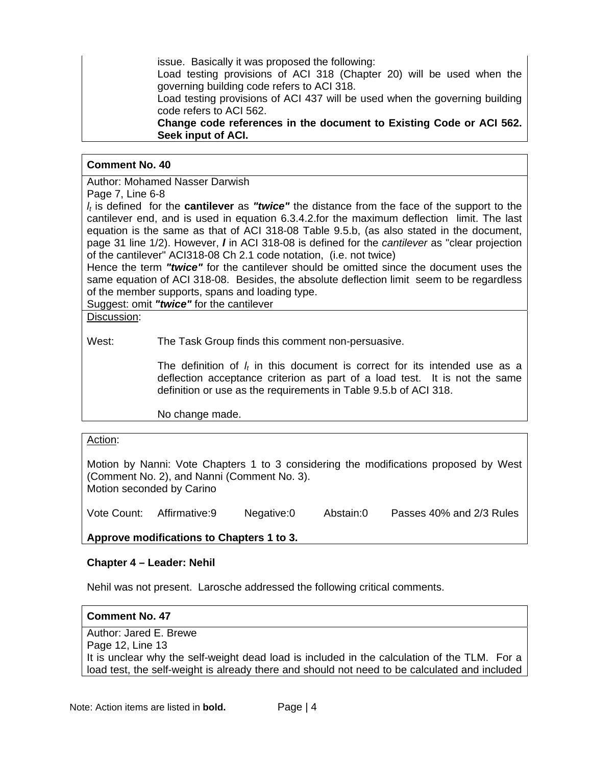issue. Basically it was proposed the following:
Load testing provisions of ACI 318 (Chapter 20) will be used when the governing building code refers to ACI 318.
Load testing provisions of ACI 437 will be used when the governing building code refers to ACI 562.
**Change code references in the document to Existing Code or ACI 562. Seek input of ACI.**

**Comment No. 40**

Author: Mohamed Nasser Darwish
Page 7, Line 6-8
$l_t$ is defined for the **cantilever** as ***"twice"*** the distance from the face of the support to the cantilever end, and is used in equation 6.3.4.2.for the maximum deflection limit. The last equation is the same as that of ACI 318-08 Table 9.5.b, (as also stated in the document, page 31 line 1/2). However, ***l*** in ACI 318-08 is defined for the *cantilever* as "clear projection of the cantilever" ACI318-08 Ch 2.1 code notation, (i.e. not twice)
Hence the term ***"twice"*** for the cantilever should be omitted since the document uses the same equation of ACI 318-08. Besides, the absolute deflection limit seem to be regardless of the member supports, spans and loading type.
Suggest: omit ***"twice"*** for the cantilever

Discussion:

West: The Task Group finds this comment non-persuasive.

The definition of $l_t$ in this document is correct for its intended use as a deflection acceptance criterion as part of a load test. It is not the same definition or use as the requirements in Table 9.5.b of ACI 318.

No change made.

Action:

Motion by Nanni: Vote Chapters 1 to 3 considering the modifications proposed by West (Comment No. 2), and Nanni (Comment No. 3).
Motion seconded by Carino

Vote Count: Affirmative:9 Negative:0 Abstain:0 Passes 40% and 2/3 Rules

**Approve modifications to Chapters 1 to 3.**

**Chapter 4 – Leader: Nehil**

Nehil was not present. Larosche addressed the following critical comments.

**Comment No. 47**

Author: Jared E. Brewe
Page 12, Line 13
It is unclear why the self-weight dead load is included in the calculation of the TLM. For a load test, the self-weight is already there and should not need to be calculated and included

Note: Action items are listed in **bold.**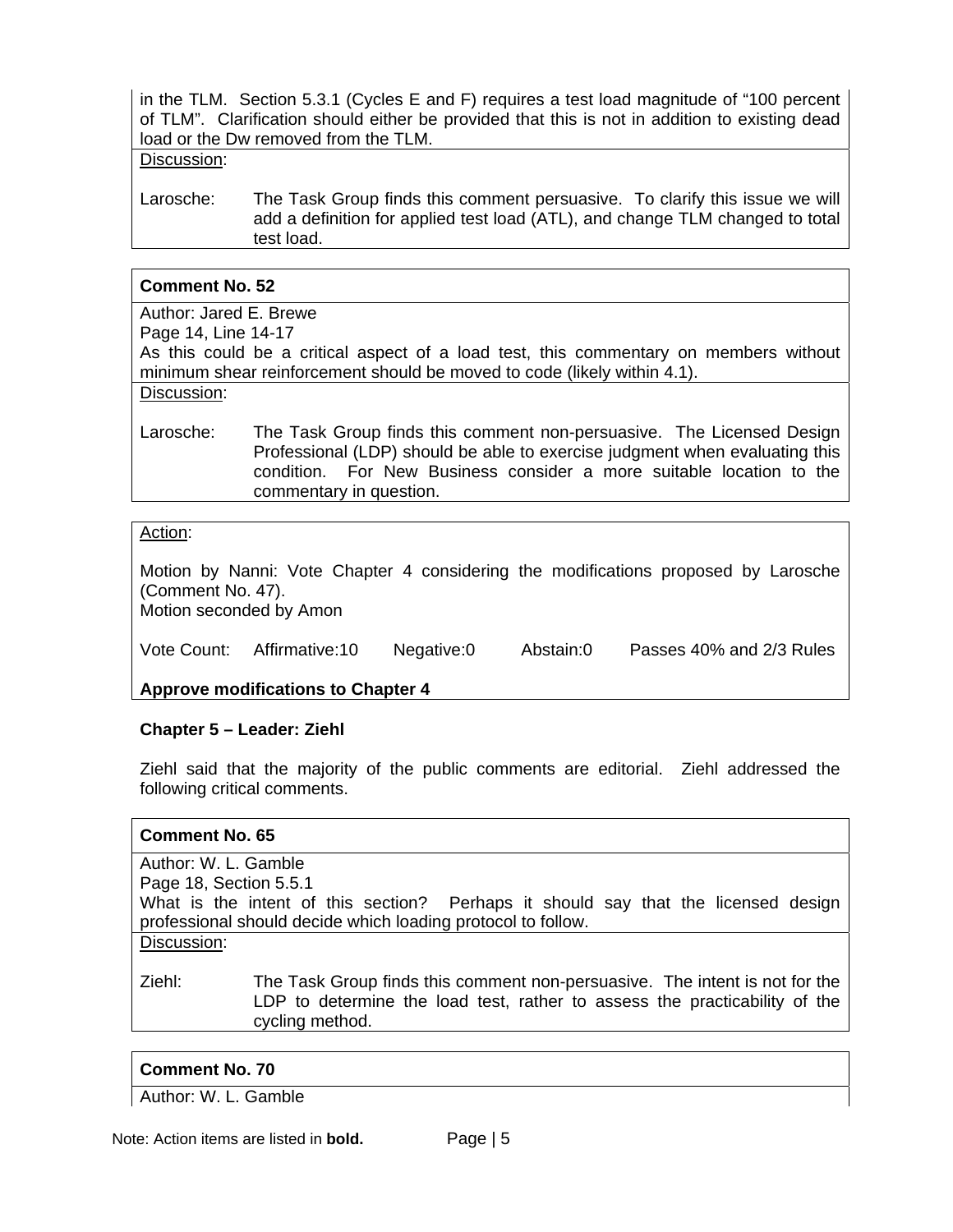in the TLM. Section 5.3.1 (Cycles E and F) requires a test load magnitude of "100 percent of TLM". Clarification should either be provided that this is not in addition to existing dead load or the Dw removed from the TLM.

Discussion:

Larosche: The Task Group finds this comment persuasive. To clarify this issue we will add a definition for applied test load (ATL), and change TLM changed to total test load.

**Comment No. 52**

Author: Jared E. Brewe
Page 14, Line 14-17
As this could be a critical aspect of a load test, this commentary on members without minimum shear reinforcement should be moved to code (likely within 4.1).

Discussion:

Larosche: The Task Group finds this comment non-persuasive. The Licensed Design Professional (LDP) should be able to exercise judgment when evaluating this condition. For New Business consider a more suitable location to the commentary in question.

Action:

Motion by Nanni: Vote Chapter 4 considering the modifications proposed by Larosche (Comment No. 47).
Motion seconded by Amon

Vote Count: Affirmative:10 Negative:0 Abstain:0 Passes 40% and 2/3 Rules

**Approve modifications to Chapter 4**

**Chapter 5 – Leader: Ziehl**

Ziehl said that the majority of the public comments are editorial. Ziehl addressed the following critical comments.

**Comment No. 65**

Author: W. L. Gamble
Page 18, Section 5.5.1
What is the intent of this section? Perhaps it should say that the licensed design professional should decide which loading protocol to follow.

Discussion:

Ziehl: The Task Group finds this comment non-persuasive. The intent is not for the LDP to determine the load test, rather to assess the practicability of the cycling method.

**Comment No. 70**

Author: W. L. Gamble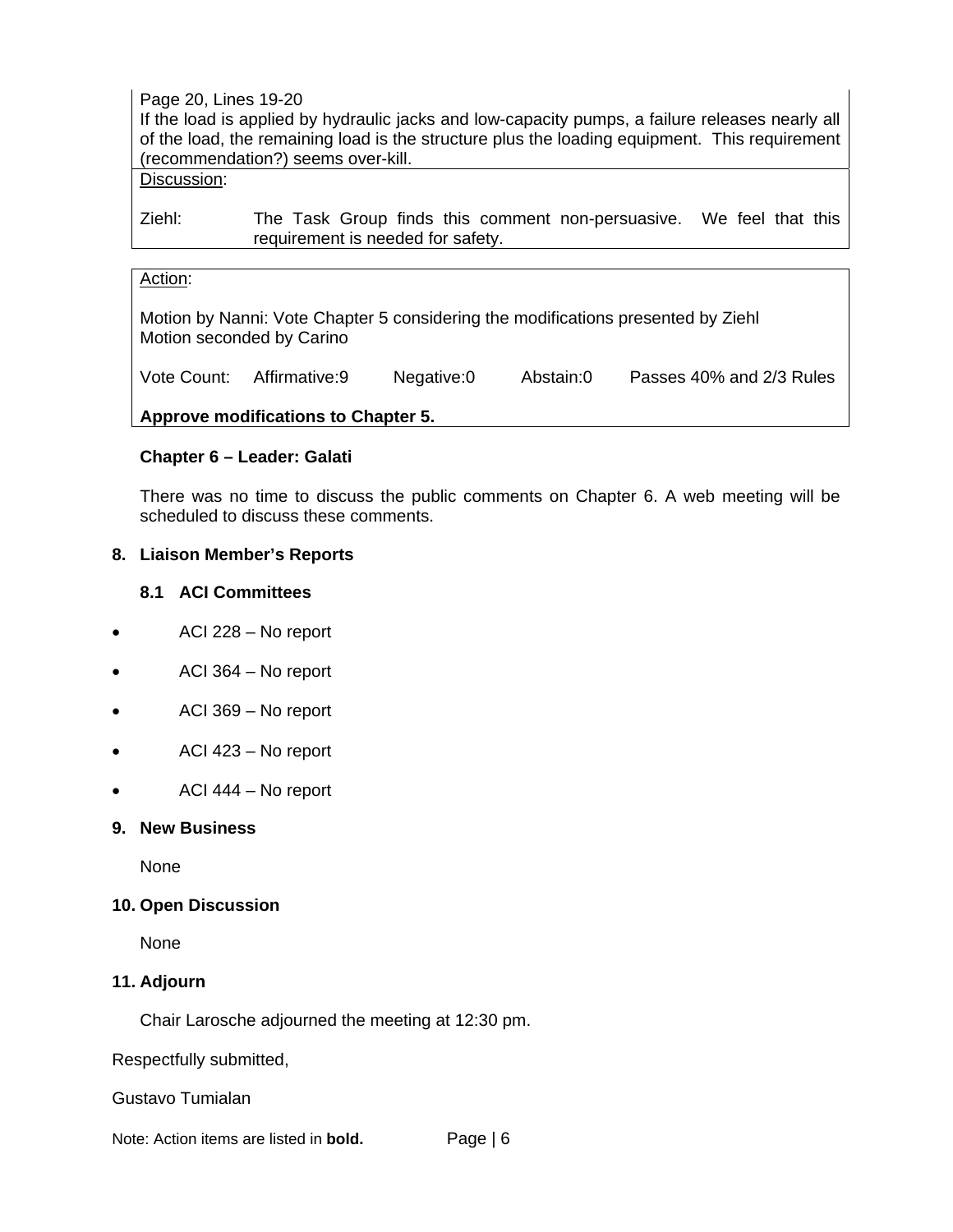Page 20, Lines 19-20
If the load is applied by hydraulic jacks and low-capacity pumps, a failure releases nearly all of the load, the remaining load is the structure plus the loading equipment. This requirement (recommendation?) seems over-kill.

Discussion:

Ziehl: The Task Group finds this comment non-persuasive. We feel that this requirement is needed for safety.

Action:

Motion by Nanni: Vote Chapter 5 considering the modifications presented by Ziehl
Motion seconded by Carino

Vote Count: Affirmative:9 Negative:0 Abstain:0 Passes 40% and 2/3 Rules

**Approve modifications to Chapter 5.**

**Chapter 6 – Leader: Galati**

There was no time to discuss the public comments on Chapter 6. A web meeting will be scheduled to discuss these comments.

## 8. Liaison Member's Reports

### 8.1 ACI Committees

- ACI 228 – No report
- ACI 364 – No report
- ACI 369 – No report
- ACI 423 – No report
- ACI 444 – No report

## 9. New Business

None

## 10. Open Discussion

None

## 11. Adjourn

Chair Larosche adjourned the meeting at 12:30 pm.

Respectfully submitted,

Gustavo Tumialan

Note: Action items are listed in **bold.**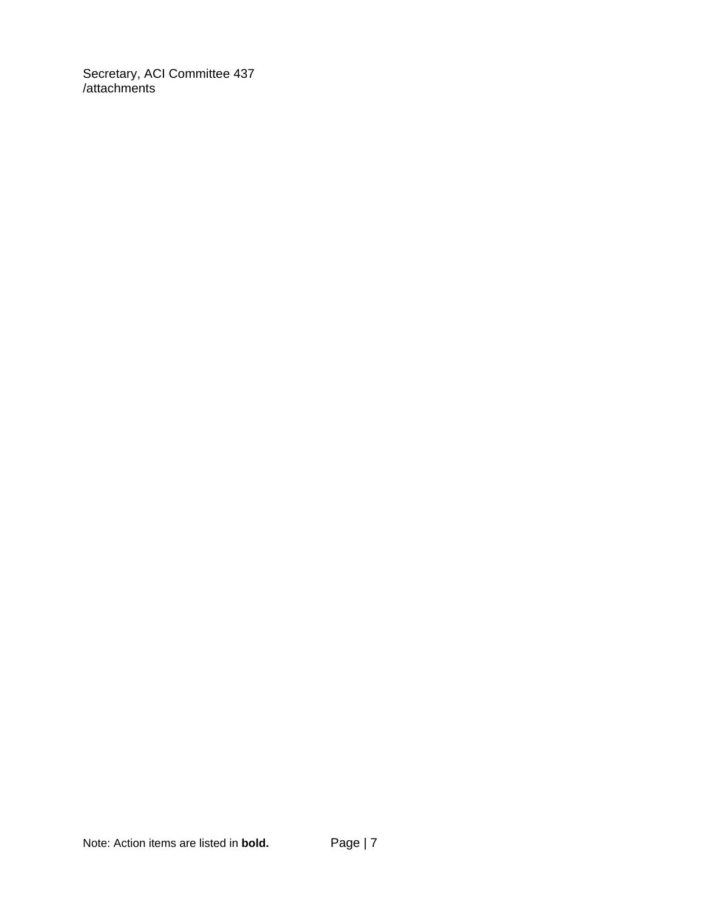Secretary, ACI Committee 437
/attachments